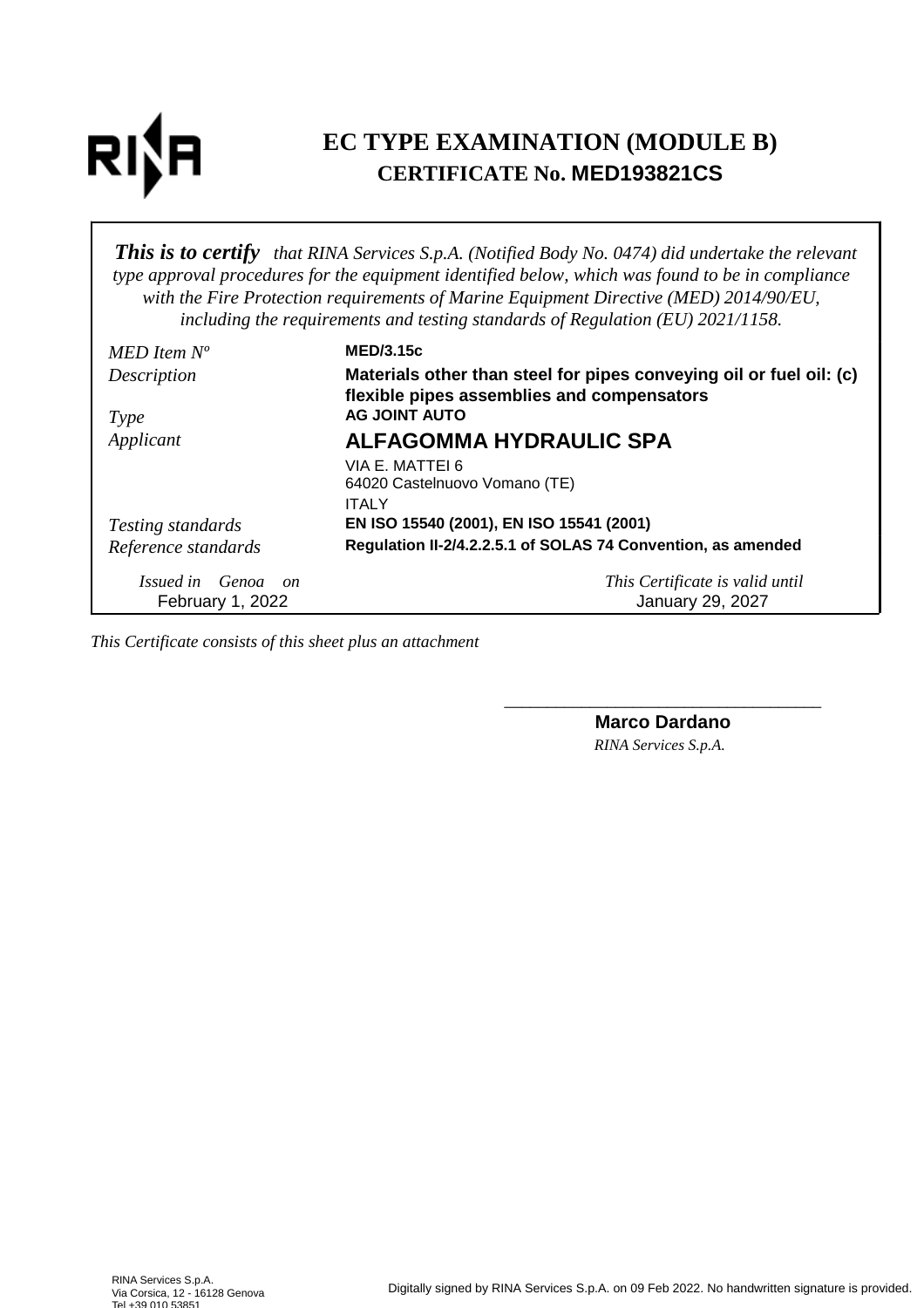# EC TYPE EXAMINATION (MODULE B)

## CERTIFICATE No. MED193821CS

***This is to certify*** *that RINA Services S.p.A. (Notified Body No. 0474) did undertake the relevant type approval procedures for the equipment identified below, which was found to be in compliance with the Fire Protection requirements of Marine Equipment Directive (MED) 2014/90/EU, including the requirements and testing standards of Regulation (EU) 2021/1158.*

| | |
|---|---|
| *MED Item Nº* | **MED/3.15c** |
| *Description* | **Materials other than steel for pipes conveying oil or fuel oil: (c) flexible pipes assemblies and compensators** |
| *Type* | **AG JOINT AUTO** |
| *Applicant* | **ALFAGOMMA HYDRAULIC SPA**<br>VIA E. MATTEI 6<br>64020 Castelnuovo Vomano (TE)<br>ITALY |
| *Testing standards* | **EN ISO 15540 (2001), EN ISO 15541 (2001)** |
| *Reference standards* | **Regulation II-2/4.2.2.5.1 of SOLAS 74 Convention, as amended** |

| *Issued in Genoa on* | *This Certificate is valid until* |
|---|---|
| February 1, 2022 | January 29, 2027 |

*This Certificate consists of this sheet plus an attachment*

**Marco Dardano**
*RINA Services S.p.A.*

RINA Services S.p.A.
Via Corsica, 12 - 16128 Genova
Tel +39 010 53851

Digitally signed by RINA Services S.p.A. on 09 Feb 2022. No handwritten signature is provided.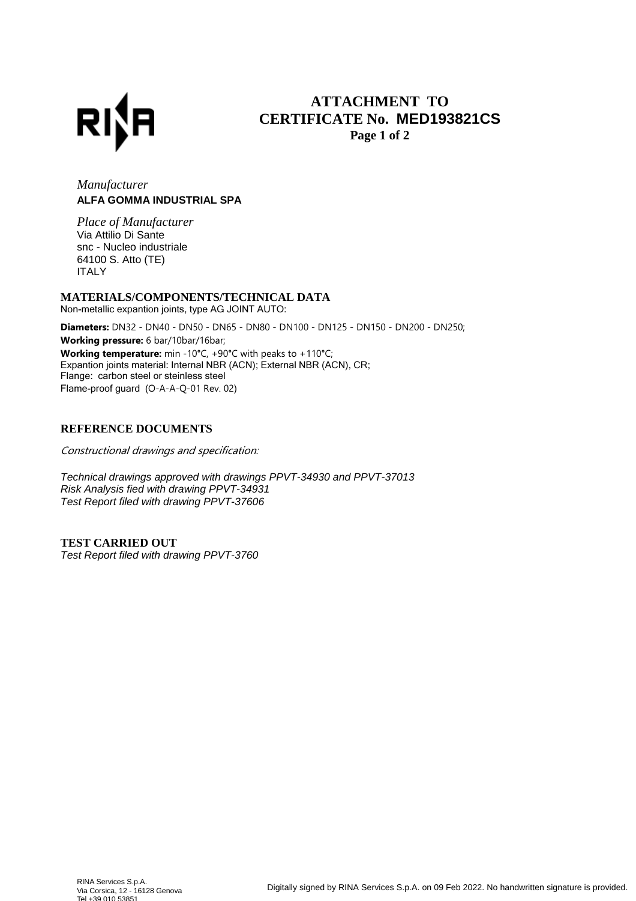# ATTACHMENT TO CERTIFICATE No. MED193821CS

*Manufacturer*
**ALFA GOMMA INDUSTRIAL SPA**

*Place of Manufacturer*
Via Attilio Di Sante
snc - Nucleo industriale
64100 S. Atto (TE)
ITALY

## MATERIALS/COMPONENTS/TECHNICAL DATA

Non-metallic expantion joints, type AG JOINT AUTO:

**Diameters:** DN32 - DN40 - DN50 - DN65 - DN80 - DN100 - DN125 - DN150 - DN200 - DN250;
**Working pressure:** 6 bar/10bar/16bar;
**Working temperature:** min -10°C, +90°C with peaks to +110°C;
Expantion joints material: Internal NBR (ACN); External NBR (ACN), CR;
Flange: carbon steel or steinless steel
Flame-proof guard (O-A-A-Q-01 Rev. 02)

## REFERENCE DOCUMENTS

*Constructional drawings and specification:*

*Technical drawings approved with drawings PPVT-34930 and PPVT-37013*
*Risk Analysis fied with drawing PPVT-34931*
*Test Report filed with drawing PPVT-37606*

## TEST CARRIED OUT

*Test Report filed with drawing PPVT-3760*

RINA Services S.p.A.
Via Corsica, 12 - 16128 Genova
Tel +39 010 53851

Digitally signed by RINA Services S.p.A. on 09 Feb 2022. No handwritten signature is provided.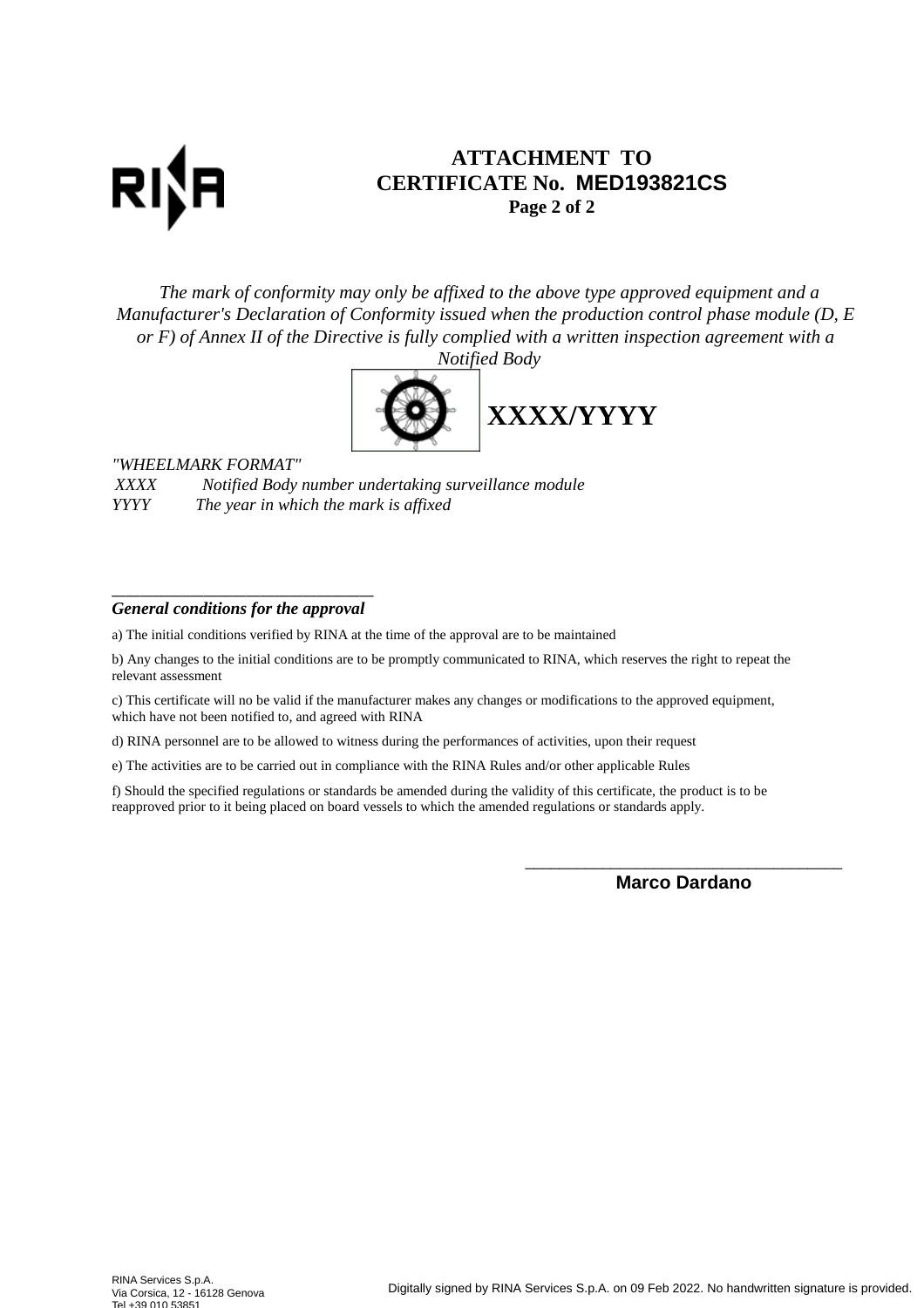# ATTACHMENT TO CERTIFICATE No. MED193821CS

*The mark of conformity may only be affixed to the above type approved equipment and a Manufacturer's Declaration of Conformity issued when the production control phase module (D, E or F) of Annex II of the Directive is fully complied with a written inspection agreement with a Notified Body*

**XXXX/YYYY**

*"WHEELMARK FORMAT"*
*XXXX Notified Body number undertaking surveillance module*
*YYYY The year in which the mark is affixed*

---

***General conditions for the approval***

a) The initial conditions verified by RINA at the time of the approval are to be maintained

b) Any changes to the initial conditions are to be promptly communicated to RINA, which reserves the right to repeat the relevant assessment

c) This certificate will no be valid if the manufacturer makes any changes or modifications to the approved equipment, which have not been notified to, and agreed with RINA

d) RINA personnel are to be allowed to witness during the performances of activities, upon their request

e) The activities are to be carried out in compliance with the RINA Rules and/or other applicable Rules

f) Should the specified regulations or standards be amended during the validity of this certificate, the product is to be reapproved prior to it being placed on board vessels to which the amended regulations or standards apply.

**Marco Dardano**

RINA Services S.p.A.
Via Corsica, 12 - 16128 Genova
Tel +39 010 53851

Digitally signed by RINA Services S.p.A. on 09 Feb 2022. No handwritten signature is provided.